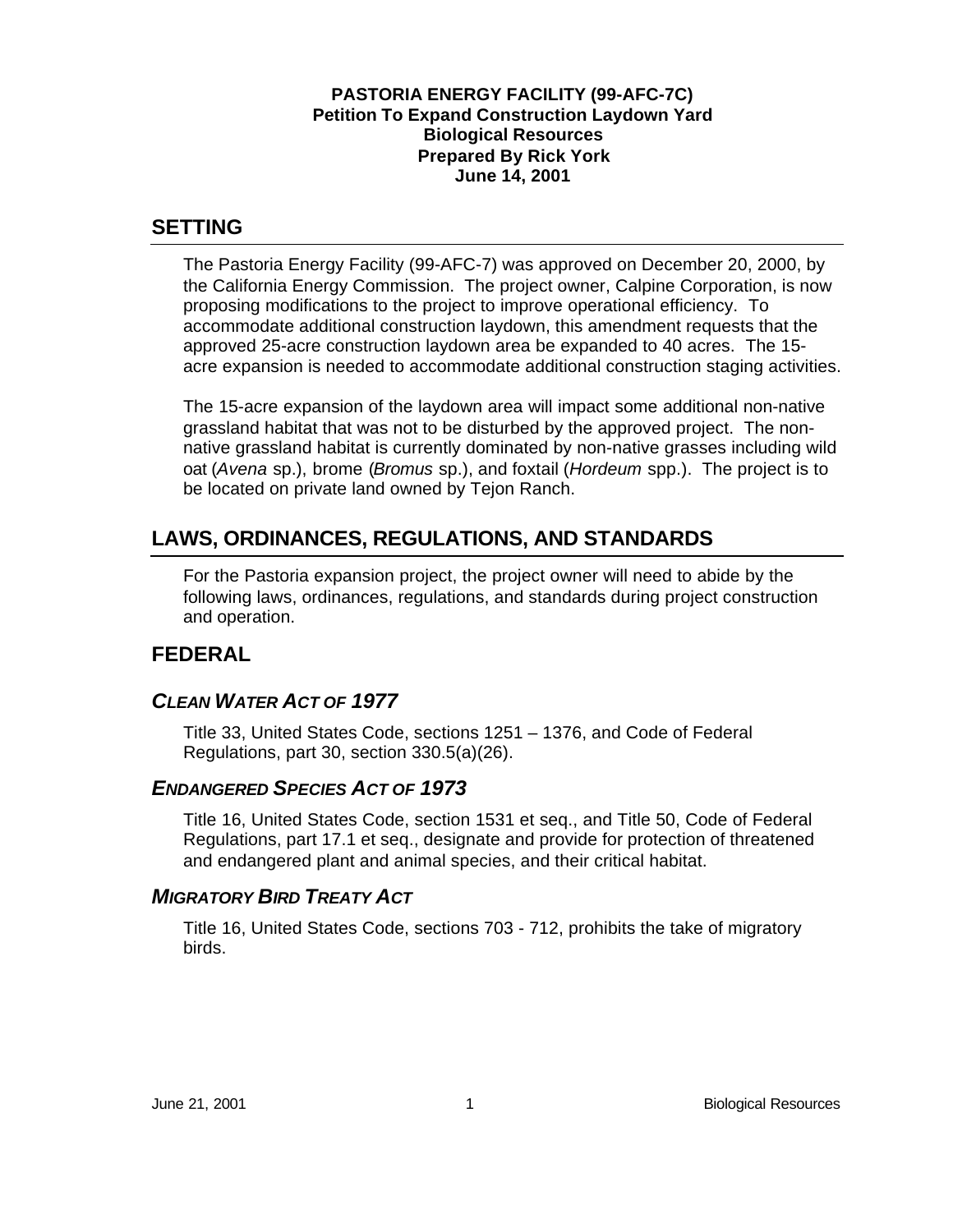**PASTORIA ENERGY FACILITY (99-AFC-7C)**
**Petition To Expand Construction Laydown Yard**
**Biological Resources**
**Prepared By Rick York**
**June 14, 2001**

## SETTING

The Pastoria Energy Facility (99-AFC-7) was approved on December 20, 2000, by the California Energy Commission. The project owner, Calpine Corporation, is now proposing modifications to the project to improve operational efficiency. To accommodate additional construction laydown, this amendment requests that the approved 25-acre construction laydown area be expanded to 40 acres. The 15-acre expansion is needed to accommodate additional construction staging activities.

The 15-acre expansion of the laydown area will impact some additional non-native grassland habitat that was not to be disturbed by the approved project. The non-native grassland habitat is currently dominated by non-native grasses including wild oat (*Avena* sp.), brome (*Bromus* sp.), and foxtail (*Hordeum* spp.). The project is to be located on private land owned by Tejon Ranch.

## LAWS, ORDINANCES, REGULATIONS, AND STANDARDS

For the Pastoria expansion project, the project owner will need to abide by the following laws, ordinances, regulations, and standards during project construction and operation.

## FEDERAL

### *CLEAN WATER ACT OF 1977*

Title 33, United States Code, sections 1251 – 1376, and Code of Federal Regulations, part 30, section 330.5(a)(26).

### *ENDANGERED SPECIES ACT OF 1973*

Title 16, United States Code, section 1531 et seq., and Title 50, Code of Federal Regulations, part 17.1 et seq., designate and provide for protection of threatened and endangered plant and animal species, and their critical habitat.

### *MIGRATORY BIRD TREATY ACT*

Title 16, United States Code, sections 703 - 712, prohibits the take of migratory birds.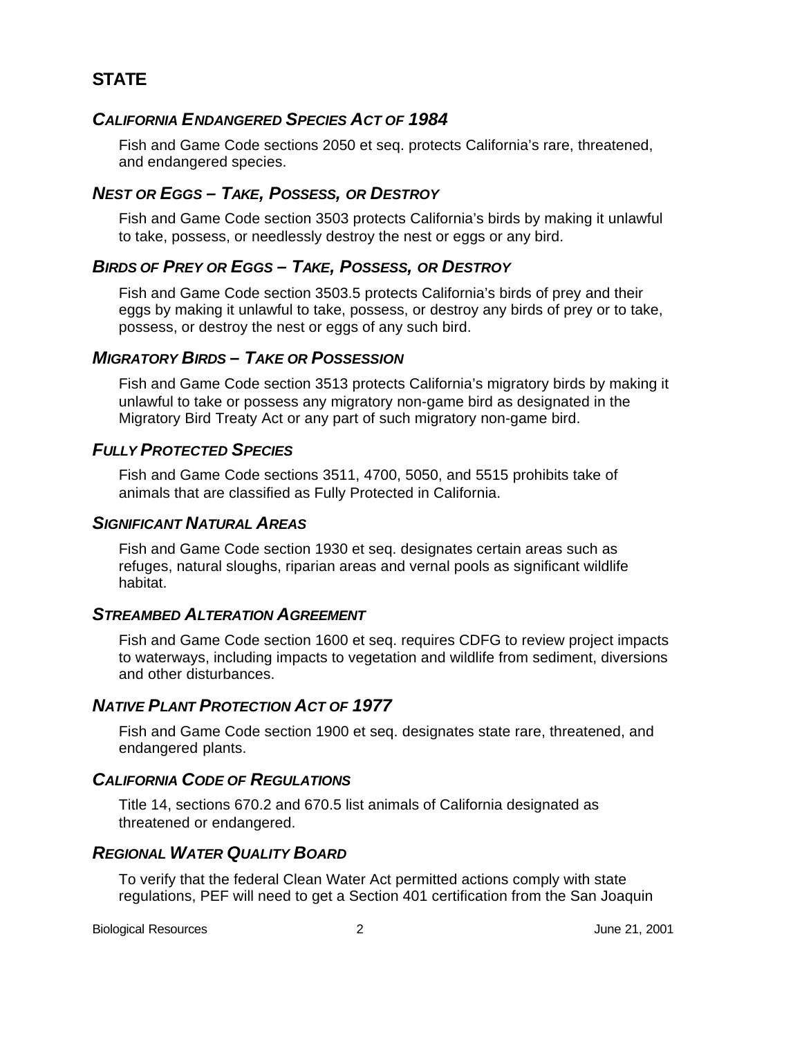## STATE

### *CALIFORNIA ENDANGERED SPECIES ACT OF 1984*

Fish and Game Code sections 2050 et seq. protects California's rare, threatened, and endangered species.

### *NEST OR EGGS – TAKE, POSSESS, OR DESTROY*

Fish and Game Code section 3503 protects California's birds by making it unlawful to take, possess, or needlessly destroy the nest or eggs or any bird.

### *BIRDS OF PREY OR EGGS – TAKE, POSSESS, OR DESTROY*

Fish and Game Code section 3503.5 protects California's birds of prey and their eggs by making it unlawful to take, possess, or destroy any birds of prey or to take, possess, or destroy the nest or eggs of any such bird.

### *MIGRATORY BIRDS – TAKE OR POSSESSION*

Fish and Game Code section 3513 protects California's migratory birds by making it unlawful to take or possess any migratory non-game bird as designated in the Migratory Bird Treaty Act or any part of such migratory non-game bird.

### *FULLY PROTECTED SPECIES*

Fish and Game Code sections 3511, 4700, 5050, and 5515 prohibits take of animals that are classified as Fully Protected in California.

### *SIGNIFICANT NATURAL AREAS*

Fish and Game Code section 1930 et seq. designates certain areas such as refuges, natural sloughs, riparian areas and vernal pools as significant wildlife habitat.

### *STREAMBED ALTERATION AGREEMENT*

Fish and Game Code section 1600 et seq. requires CDFG to review project impacts to waterways, including impacts to vegetation and wildlife from sediment, diversions and other disturbances.

### *NATIVE PLANT PROTECTION ACT OF 1977*

Fish and Game Code section 1900 et seq. designates state rare, threatened, and endangered plants.

### *CALIFORNIA CODE OF REGULATIONS*

Title 14, sections 670.2 and 670.5 list animals of California designated as threatened or endangered.

### *REGIONAL WATER QUALITY BOARD*

To verify that the federal Clean Water Act permitted actions comply with state regulations, PEF will need to get a Section 401 certification from the San Joaquin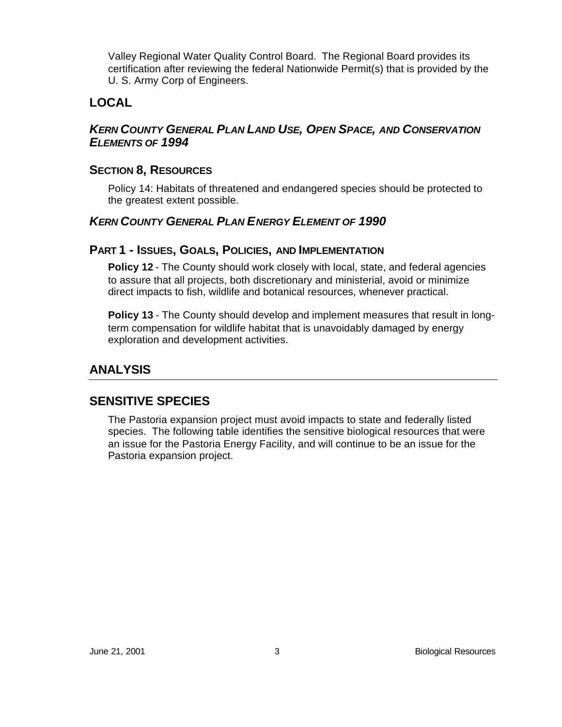Valley Regional Water Quality Control Board. The Regional Board provides its certification after reviewing the federal Nationwide Permit(s) that is provided by the U. S. Army Corp of Engineers.

## LOCAL

### *KERN COUNTY GENERAL PLAN LAND USE, OPEN SPACE, AND CONSERVATION ELEMENTS OF 1994*

#### SECTION 8, RESOURCES

Policy 14: Habitats of threatened and endangered species should be protected to the greatest extent possible.

### *KERN COUNTY GENERAL PLAN ENERGY ELEMENT OF 1990*

#### PART 1 - ISSUES, GOALS, POLICIES, AND IMPLEMENTATION

**Policy 12** - The County should work closely with local, state, and federal agencies to assure that all projects, both discretionary and ministerial, avoid or minimize direct impacts to fish, wildlife and botanical resources, whenever practical.

**Policy 13** - The County should develop and implement measures that result in long-term compensation for wildlife habitat that is unavoidably damaged by energy exploration and development activities.

## ANALYSIS

## SENSITIVE SPECIES

The Pastoria expansion project must avoid impacts to state and federally listed species. The following table identifies the sensitive biological resources that were an issue for the Pastoria Energy Facility, and will continue to be an issue for the Pastoria expansion project.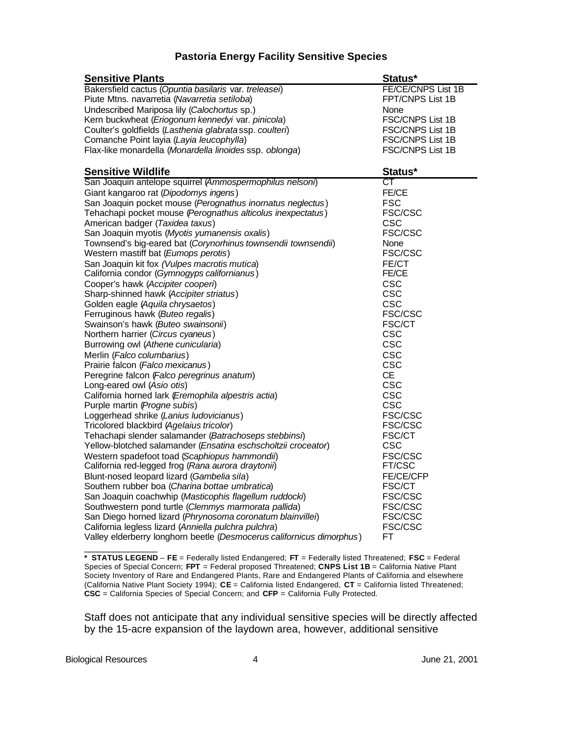### Pastoria Energy Facility Sensitive Species

| Sensitive Plants | Status* |
|---|---|
| Bakersfield cactus (*Opuntia basilaris* var. *treleasei*) | FE/CE/CNPS List 1B |
| Piute Mtns. navarretia (*Navarretia setiloba*) | FPT/CNPS List 1B |
| Undescribed Mariposa lily (*Calochortus* sp.) | None |
| Kern buckwheat (*Eriogonum kennedyi* var. *pinicola*) | FSC/CNPS List 1B |
| Coulter's goldfields (*Lasthenia glabrata* ssp. *coulteri*) | FSC/CNPS List 1B |
| Comanche Point layia (*Layia leucophylla*) | FSC/CNPS List 1B |
| Flax-like monardella (*Monardella linoides* ssp. *oblonga*) | FSC/CNPS List 1B |

| Sensitive Wildlife | Status* |
|---|---|
| San Joaquin antelope squirrel (*Ammospermophilus nelsoni*) | CT |
| Giant kangaroo rat (*Dipodomys ingens*) | FE/CE |
| San Joaquin pocket mouse (*Perognathus inornatus neglectus*) | FSC |
| Tehachapi pocket mouse (*Perognathus alticolus inexpectatus*) | FSC/CSC |
| American badger (*Taxidea taxus*) | CSC |
| San Joaquin myotis (*Myotis yumanensis oxalis*) | FSC/CSC |
| Townsend's big-eared bat (*Corynorhinus townsendii townsendii*) | None |
| Western mastiff bat (*Eumops perotis*) | FSC/CSC |
| San Joaquin kit fox (*Vulpes macrotis mutica*) | FE/CT |
| California condor (*Gymnogyps californianus*) | FE/CE |
| Cooper's hawk (*Accipiter cooperi*) | CSC |
| Sharp-shinned hawk (*Accipiter striatus*) | CSC |
| Golden eagle (*Aquila chrysaetos*) | CSC |
| Ferruginous hawk (*Buteo regalis*) | FSC/CSC |
| Swainson's hawk (*Buteo swainsonii*) | FSC/CT |
| Northern harrier (*Circus cyaneus*) | CSC |
| Burrowing owl (*Athene cunicularia*) | CSC |
| Merlin (*Falco columbarius*) | CSC |
| Prairie falcon (*Falco mexicanus*) | CSC |
| Peregrine falcon (*Falco peregrinus anatum*) | CE |
| Long-eared owl (*Asio otis*) | CSC |
| California horned lark (*Eremophila alpestris actia*) | CSC |
| Purple martin (*Progne subis*) | CSC |
| Loggerhead shrike (*Lanius ludovicianus*) | FSC/CSC |
| Tricolored blackbird (*Agelaius tricolor*) | FSC/CSC |
| Tehachapi slender salamander (*Batrachoseps stebbinsi*) | FSC/CT |
| Yellow-blotched salamander (*Ensatina eschscholtzii croceator*) | CSC |
| Western spadefoot toad (*Scaphiopus hammondii*) | FSC/CSC |
| California red-legged frog (*Rana aurora draytonii*) | FT/CSC |
| Blunt-nosed leopard lizard (*Gambelia sila*) | FE/CE/CFP |
| Southern rubber boa (*Charina bottae umbratica*) | FSC/CT |
| San Joaquin coachwhip (*Masticophis flagellum ruddocki*) | FSC/CSC |
| Southwestern pond turtle (*Clemmys marmorata pallida*) | FSC/CSC |
| San Diego horned lizard (*Phrynosoma coronatum blainvillei*) | FSC/CSC |
| California legless lizard (*Anniella pulchra pulchra*) | FSC/CSC |
| Valley elderberry longhorn beetle (*Desmocerus californicus dimorphus*) | FT |

**\* STATUS LEGEND** – **FE** = Federally listed Endangered; **FT** = Federally listed Threatened; **FSC** = Federal Species of Special Concern; **FPT** = Federal proposed Threatened; **CNPS List 1B** = California Native Plant Society Inventory of Rare and Endangered Plants, Rare and Endangered Plants of California and elsewhere (California Native Plant Society 1994); **CE** = California listed Endangered, **CT** = California listed Threatened; **CSC** = California Species of Special Concern; and **CFP** = California Fully Protected.

Staff does not anticipate that any individual sensitive species will be directly affected by the 15-acre expansion of the laydown area, however, additional sensitive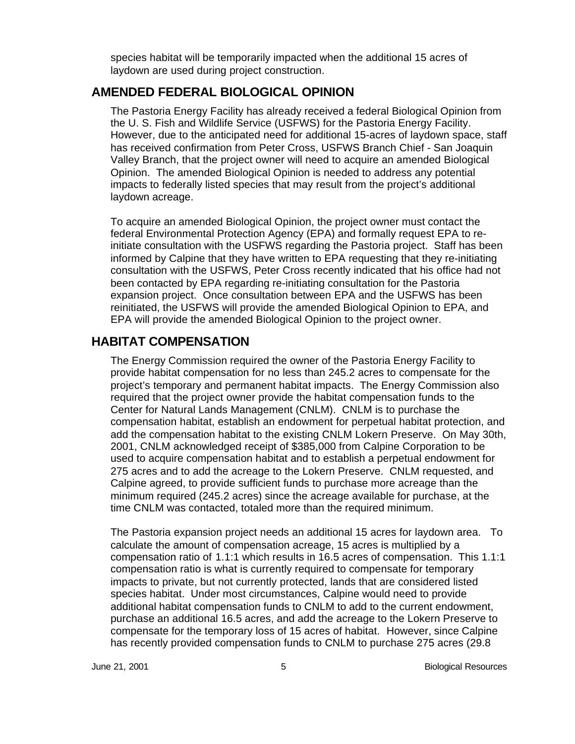species habitat will be temporarily impacted when the additional 15 acres of laydown are used during project construction.

## AMENDED FEDERAL BIOLOGICAL OPINION

The Pastoria Energy Facility has already received a federal Biological Opinion from the U. S. Fish and Wildlife Service (USFWS) for the Pastoria Energy Facility. However, due to the anticipated need for additional 15-acres of laydown space, staff has received confirmation from Peter Cross, USFWS Branch Chief - San Joaquin Valley Branch, that the project owner will need to acquire an amended Biological Opinion. The amended Biological Opinion is needed to address any potential impacts to federally listed species that may result from the project's additional laydown acreage.

To acquire an amended Biological Opinion, the project owner must contact the federal Environmental Protection Agency (EPA) and formally request EPA to re-initiate consultation with the USFWS regarding the Pastoria project. Staff has been informed by Calpine that they have written to EPA requesting that they re-initiating consultation with the USFWS, Peter Cross recently indicated that his office had not been contacted by EPA regarding re-initiating consultation for the Pastoria expansion project. Once consultation between EPA and the USFWS has been reinitiated, the USFWS will provide the amended Biological Opinion to EPA, and EPA will provide the amended Biological Opinion to the project owner.

## HABITAT COMPENSATION

The Energy Commission required the owner of the Pastoria Energy Facility to provide habitat compensation for no less than 245.2 acres to compensate for the project's temporary and permanent habitat impacts. The Energy Commission also required that the project owner provide the habitat compensation funds to the Center for Natural Lands Management (CNLM). CNLM is to purchase the compensation habitat, establish an endowment for perpetual habitat protection, and add the compensation habitat to the existing CNLM Lokern Preserve. On May 30th, 2001, CNLM acknowledged receipt of $385,000 from Calpine Corporation to be used to acquire compensation habitat and to establish a perpetual endowment for 275 acres and to add the acreage to the Lokern Preserve. CNLM requested, and Calpine agreed, to provide sufficient funds to purchase more acreage than the minimum required (245.2 acres) since the acreage available for purchase, at the time CNLM was contacted, totaled more than the required minimum.

The Pastoria expansion project needs an additional 15 acres for laydown area. To calculate the amount of compensation acreage, 15 acres is multiplied by a compensation ratio of 1.1:1 which results in 16.5 acres of compensation. This 1.1:1 compensation ratio is what is currently required to compensate for temporary impacts to private, but not currently protected, lands that are considered listed species habitat. Under most circumstances, Calpine would need to provide additional habitat compensation funds to CNLM to add to the current endowment, purchase an additional 16.5 acres, and add the acreage to the Lokern Preserve to compensate for the temporary loss of 15 acres of habitat. However, since Calpine has recently provided compensation funds to CNLM to purchase 275 acres (29.8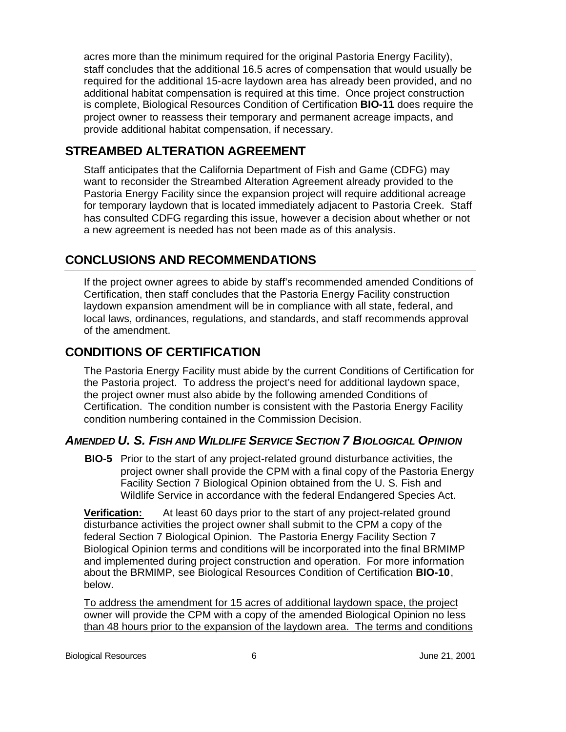acres more than the minimum required for the original Pastoria Energy Facility), staff concludes that the additional 16.5 acres of compensation that would usually be required for the additional 15-acre laydown area has already been provided, and no additional habitat compensation is required at this time. Once project construction is complete, Biological Resources Condition of Certification **BIO-11** does require the project owner to reassess their temporary and permanent acreage impacts, and provide additional habitat compensation, if necessary.

## STREAMBED ALTERATION AGREEMENT

Staff anticipates that the California Department of Fish and Game (CDFG) may want to reconsider the Streambed Alteration Agreement already provided to the Pastoria Energy Facility since the expansion project will require additional acreage for temporary laydown that is located immediately adjacent to Pastoria Creek. Staff has consulted CDFG regarding this issue, however a decision about whether or not a new agreement is needed has not been made as of this analysis.

## CONCLUSIONS AND RECOMMENDATIONS

If the project owner agrees to abide by staff's recommended amended Conditions of Certification, then staff concludes that the Pastoria Energy Facility construction laydown expansion amendment will be in compliance with all state, federal, and local laws, ordinances, regulations, and standards, and staff recommends approval of the amendment.

## CONDITIONS OF CERTIFICATION

The Pastoria Energy Facility must abide by the current Conditions of Certification for the Pastoria project. To address the project's need for additional laydown space, the project owner must also abide by the following amended Conditions of Certification. The condition number is consistent with the Pastoria Energy Facility condition numbering contained in the Commission Decision.

### *AMENDED U. S. FISH AND WILDLIFE SERVICE SECTION 7 BIOLOGICAL OPINION*

**BIO-5** Prior to the start of any project-related ground disturbance activities, the project owner shall provide the CPM with a final copy of the Pastoria Energy Facility Section 7 Biological Opinion obtained from the U. S. Fish and Wildlife Service in accordance with the federal Endangered Species Act.

**Verification:** At least 60 days prior to the start of any project-related ground disturbance activities the project owner shall submit to the CPM a copy of the federal Section 7 Biological Opinion. The Pastoria Energy Facility Section 7 Biological Opinion terms and conditions will be incorporated into the final BRMIMP and implemented during project construction and operation. For more information about the BRMIMP, see Biological Resources Condition of Certification **BIO-10**, below.

<u>To address the amendment for 15 acres of additional laydown space, the project owner will provide the CPM with a copy of the amended Biological Opinion no less than 48 hours prior to the expansion of the laydown area. The terms and conditions</u>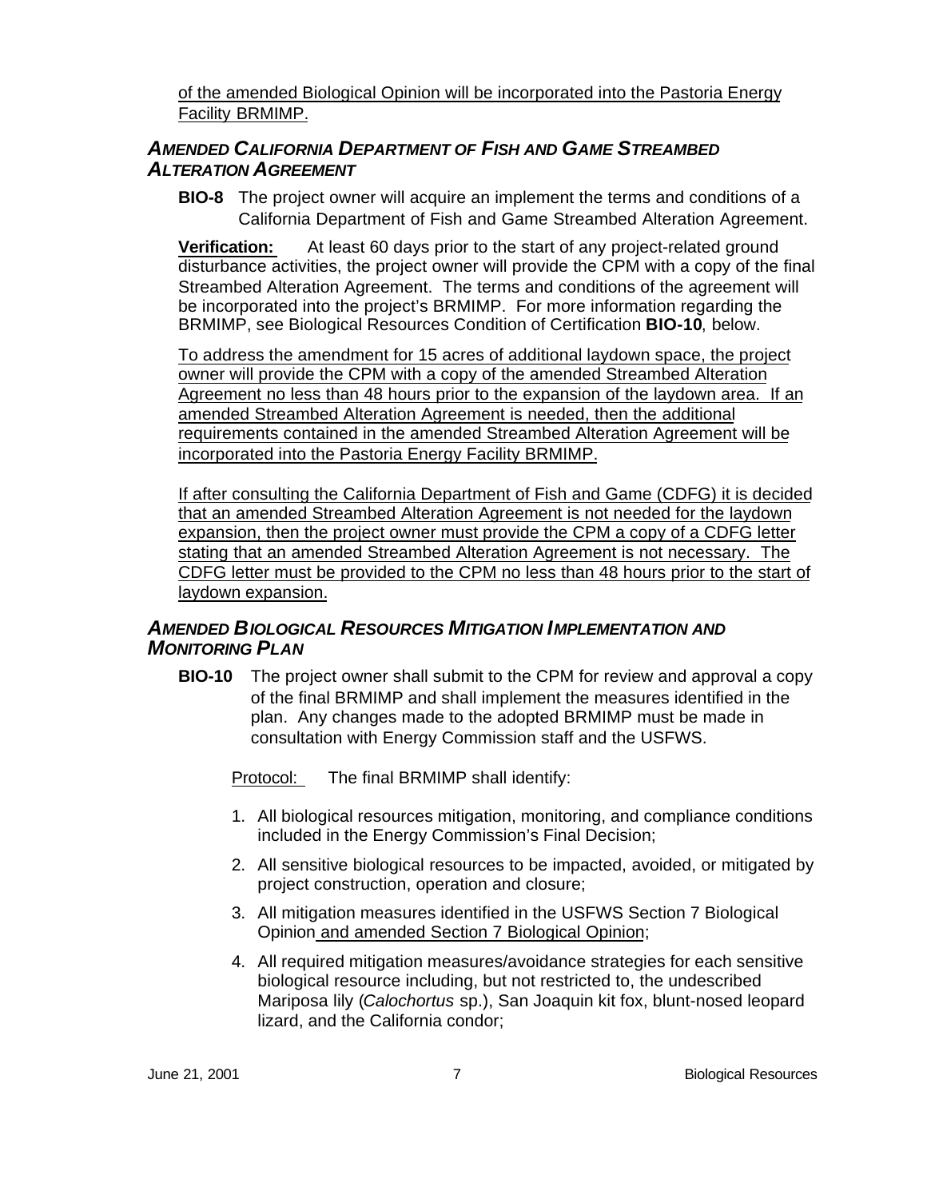of the amended Biological Opinion will be incorporated into the Pastoria Energy Facility BRMIMP.

### *AMENDED CALIFORNIA DEPARTMENT OF FISH AND GAME STREAMBED ALTERATION AGREEMENT*

**BIO-8** The project owner will acquire an implement the terms and conditions of a California Department of Fish and Game Streambed Alteration Agreement.

**Verification:** At least 60 days prior to the start of any project-related ground disturbance activities, the project owner will provide the CPM with a copy of the final Streambed Alteration Agreement. The terms and conditions of the agreement will be incorporated into the project's BRMIMP. For more information regarding the BRMIMP, see Biological Resources Condition of Certification **BIO-10**, below.

To address the amendment for 15 acres of additional laydown space, the project owner will provide the CPM with a copy of the amended Streambed Alteration Agreement no less than 48 hours prior to the expansion of the laydown area. If an amended Streambed Alteration Agreement is needed, then the additional requirements contained in the amended Streambed Alteration Agreement will be incorporated into the Pastoria Energy Facility BRMIMP.

If after consulting the California Department of Fish and Game (CDFG) it is decided that an amended Streambed Alteration Agreement is not needed for the laydown expansion, then the project owner must provide the CPM a copy of a CDFG letter stating that an amended Streambed Alteration Agreement is not necessary. The CDFG letter must be provided to the CPM no less than 48 hours prior to the start of laydown expansion.

### *AMENDED BIOLOGICAL RESOURCES MITIGATION IMPLEMENTATION AND MONITORING PLAN*

**BIO-10** The project owner shall submit to the CPM for review and approval a copy of the final BRMIMP and shall implement the measures identified in the plan. Any changes made to the adopted BRMIMP must be made in consultation with Energy Commission staff and the USFWS.

Protocol: The final BRMIMP shall identify:

1. All biological resources mitigation, monitoring, and compliance conditions included in the Energy Commission's Final Decision;
2. All sensitive biological resources to be impacted, avoided, or mitigated by project construction, operation and closure;
3. All mitigation measures identified in the USFWS Section 7 Biological Opinion and amended Section 7 Biological Opinion;
4. All required mitigation measures/avoidance strategies for each sensitive biological resource including, but not restricted to, the undescribed Mariposa lily (*Calochortus* sp.), San Joaquin kit fox, blunt-nosed leopard lizard, and the California condor;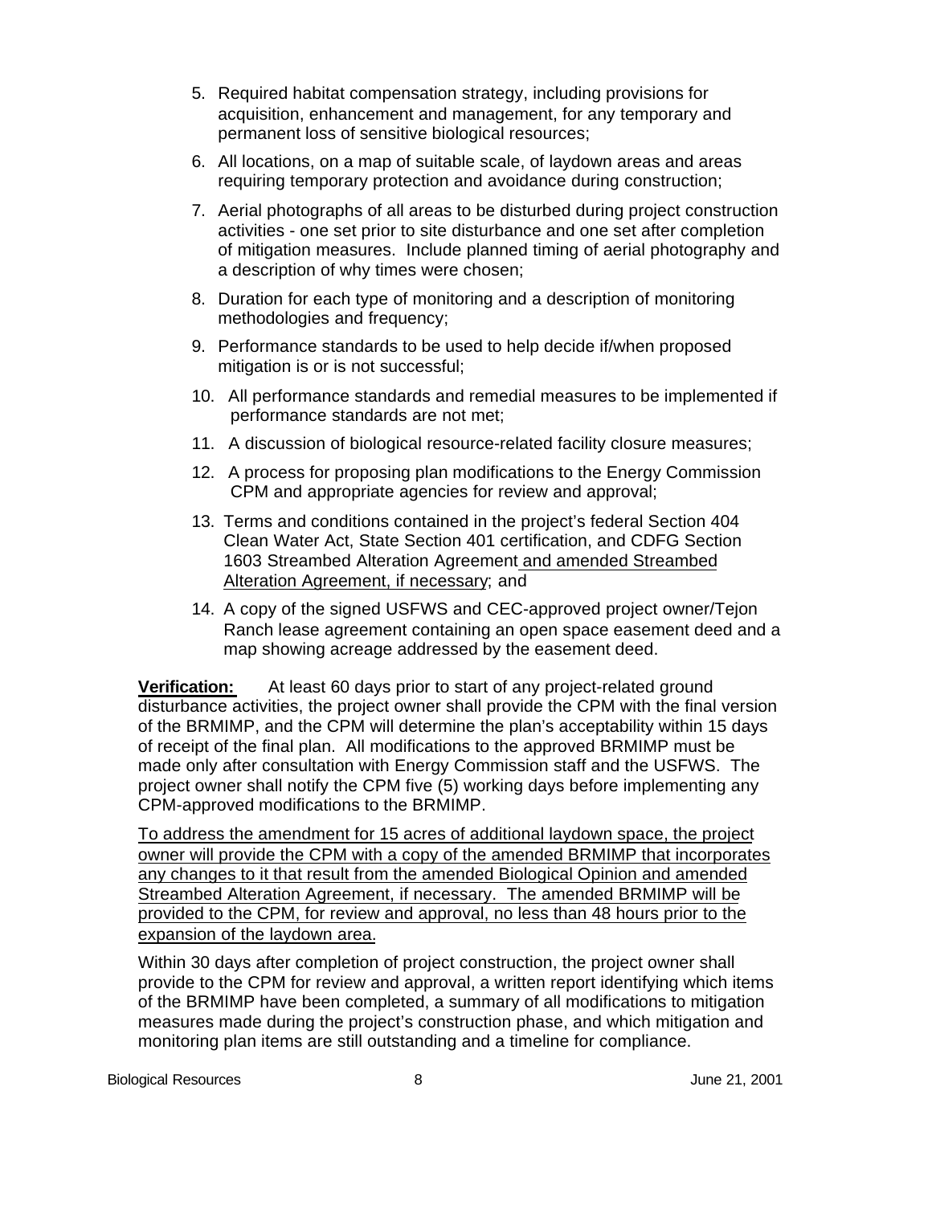5. Required habitat compensation strategy, including provisions for acquisition, enhancement and management, for any temporary and permanent loss of sensitive biological resources;
6. All locations, on a map of suitable scale, of laydown areas and areas requiring temporary protection and avoidance during construction;
7. Aerial photographs of all areas to be disturbed during project construction activities - one set prior to site disturbance and one set after completion of mitigation measures. Include planned timing of aerial photography and a description of why times were chosen;
8. Duration for each type of monitoring and a description of monitoring methodologies and frequency;
9. Performance standards to be used to help decide if/when proposed mitigation is or is not successful;
10. All performance standards and remedial measures to be implemented if performance standards are not met;
11. A discussion of biological resource-related facility closure measures;
12. A process for proposing plan modifications to the Energy Commission CPM and appropriate agencies for review and approval;
13. Terms and conditions contained in the project's federal Section 404 Clean Water Act, State Section 401 certification, and CDFG Section 1603 Streambed Alteration Agreement <u>and amended Streambed Alteration Agreement, if necessary</u>; and
14. A copy of the signed USFWS and CEC-approved project owner/Tejon Ranch lease agreement containing an open space easement deed and a map showing acreage addressed by the easement deed.

**<u>Verification:</u>** At least 60 days prior to start of any project-related ground disturbance activities, the project owner shall provide the CPM with the final version of the BRMIMP, and the CPM will determine the plan's acceptability within 15 days of receipt of the final plan. All modifications to the approved BRMIMP must be made only after consultation with Energy Commission staff and the USFWS. The project owner shall notify the CPM five (5) working days before implementing any CPM-approved modifications to the BRMIMP.

<u>To address the amendment for 15 acres of additional laydown space, the project owner will provide the CPM with a copy of the amended BRMIMP that incorporates any changes to it that result from the amended Biological Opinion and amended Streambed Alteration Agreement, if necessary. The amended BRMIMP will be provided to the CPM, for review and approval, no less than 48 hours prior to the expansion of the laydown area.</u>

Within 30 days after completion of project construction, the project owner shall provide to the CPM for review and approval, a written report identifying which items of the BRMIMP have been completed, a summary of all modifications to mitigation measures made during the project's construction phase, and which mitigation and monitoring plan items are still outstanding and a timeline for compliance.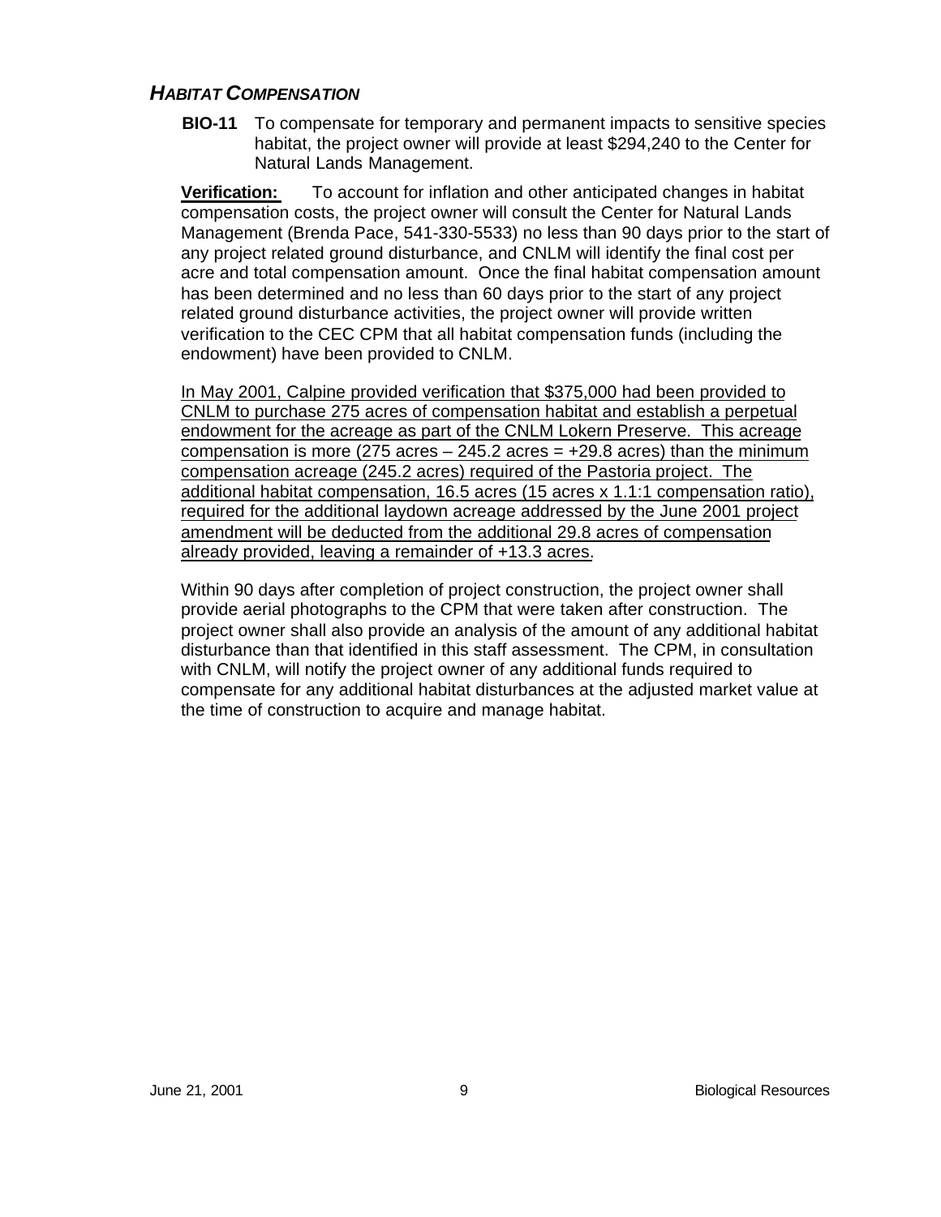### *HABITAT COMPENSATION*

**BIO-11** To compensate for temporary and permanent impacts to sensitive species habitat, the project owner will provide at least $294,240 to the Center for Natural Lands Management.

**Verification:** To account for inflation and other anticipated changes in habitat compensation costs, the project owner will consult the Center for Natural Lands Management (Brenda Pace, 541-330-5533) no less than 90 days prior to the start of any project related ground disturbance, and CNLM will identify the final cost per acre and total compensation amount. Once the final habitat compensation amount has been determined and no less than 60 days prior to the start of any project related ground disturbance activities, the project owner will provide written verification to the CEC CPM that all habitat compensation funds (including the endowment) have been provided to CNLM.

<u>In May 2001, Calpine provided verification that $375,000 had been provided to CNLM to purchase 275 acres of compensation habitat and establish a perpetual endowment for the acreage as part of the CNLM Lokern Preserve. This acreage compensation is more (275 acres – 245.2 acres = +29.8 acres) than the minimum compensation acreage (245.2 acres) required of the Pastoria project. The additional habitat compensation, 16.5 acres (15 acres x 1.1:1 compensation ratio), required for the additional laydown acreage addressed by the June 2001 project amendment will be deducted from the additional 29.8 acres of compensation already provided, leaving a remainder of +13.3 acres</u>.

Within 90 days after completion of project construction, the project owner shall provide aerial photographs to the CPM that were taken after construction. The project owner shall also provide an analysis of the amount of any additional habitat disturbance than that identified in this staff assessment. The CPM, in consultation with CNLM, will notify the project owner of any additional funds required to compensate for any additional habitat disturbances at the adjusted market value at the time of construction to acquire and manage habitat.